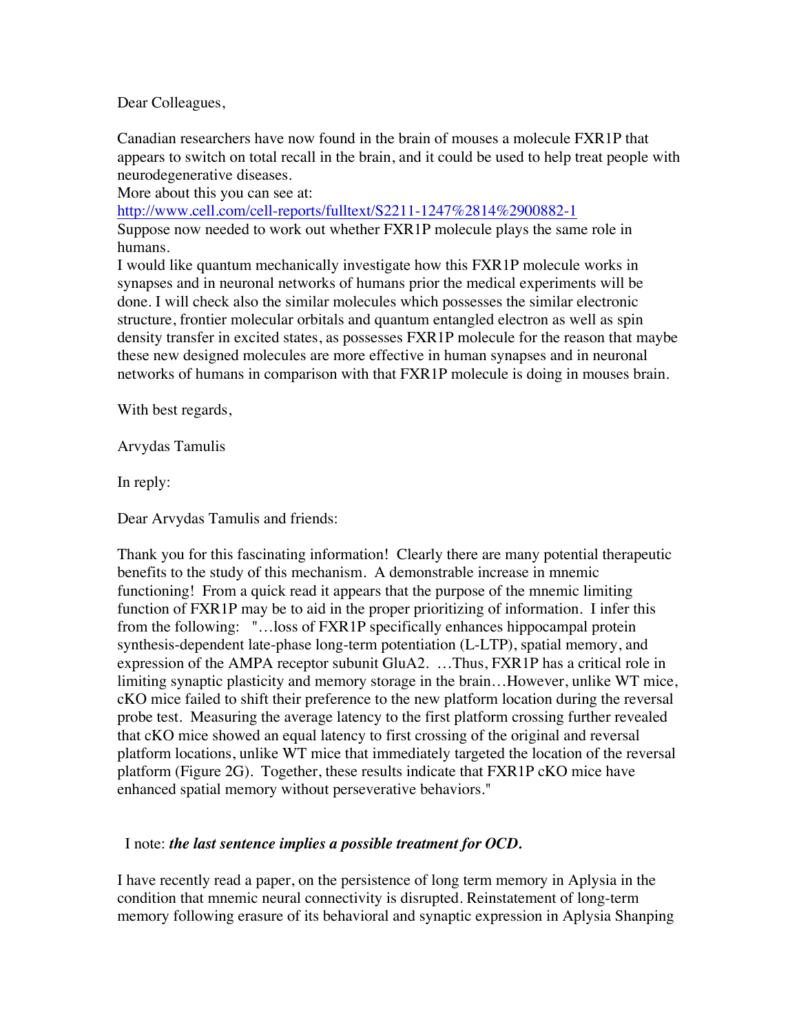Dear Colleagues,

Canadian researchers have now found in the brain of mouses a molecule FXR1P that appears to switch on total recall in the brain, and it could be used to help treat people with neurodegenerative diseases.
More about this you can see at:
http://www.cell.com/cell-reports/fulltext/S2211-1247%2814%2900882-1
Suppose now needed to work out whether FXR1P molecule plays the same role in humans.
I would like quantum mechanically investigate how this FXR1P molecule works in synapses and in neuronal networks of humans prior the medical experiments will be done. I will check also the similar molecules which possesses the similar electronic structure, frontier molecular orbitals and quantum entangled electron as well as spin density transfer in excited states, as possesses FXR1P molecule for the reason that maybe these new designed molecules are more effective in human synapses and in neuronal networks of humans in comparison with that FXR1P molecule is doing in mouses brain.

With best regards,

Arvydas Tamulis

In reply:

Dear Arvydas Tamulis and friends:

Thank you for this fascinating information! Clearly there are many potential therapeutic benefits to the study of this mechanism. A demonstrable increase in mnemic functioning! From a quick read it appears that the purpose of the mnemic limiting function of FXR1P may be to aid in the proper prioritizing of information. I infer this from the following: "…loss of FXR1P specifically enhances hippocampal protein synthesis-dependent late-phase long-term potentiation (L-LTP), spatial memory, and expression of the AMPA receptor subunit GluA2. …Thus, FXR1P has a critical role in limiting synaptic plasticity and memory storage in the brain…However, unlike WT mice, cKO mice failed to shift their preference to the new platform location during the reversal probe test. Measuring the average latency to the first platform crossing further revealed that cKO mice showed an equal latency to first crossing of the original and reversal platform locations, unlike WT mice that immediately targeted the location of the reversal platform (Figure 2G). Together, these results indicate that FXR1P cKO mice have enhanced spatial memory without perseverative behaviors."

I note: ***the last sentence implies a possible treatment for OCD.***

I have recently read a paper, on the persistence of long term memory in Aplysia in the condition that mnemic neural connectivity is disrupted. Reinstatement of long-term memory following erasure of its behavioral and synaptic expression in Aplysia Shanping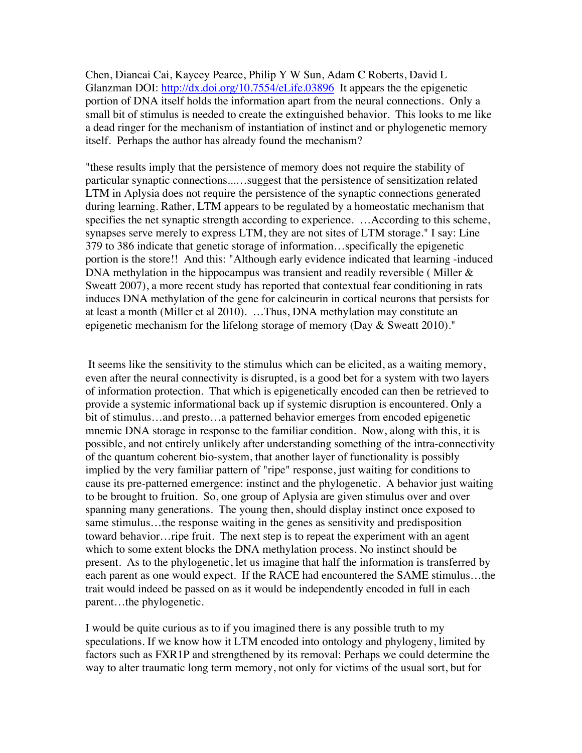Chen, Diancai Cai, Kaycey Pearce, Philip Y W Sun, Adam C Roberts, David L Glanzman DOI: http://dx.doi.org/10.7554/eLife.03896 It appears the the epigenetic portion of DNA itself holds the information apart from the neural connections. Only a small bit of stimulus is needed to create the extinguished behavior. This looks to me like a dead ringer for the mechanism of instantiation of instinct and or phylogenetic memory itself. Perhaps the author has already found the mechanism?

"these results imply that the persistence of memory does not require the stability of particular synaptic connections...…suggest that the persistence of sensitization related LTM in Aplysia does not require the persistence of the synaptic connections generated during learning. Rather, LTM appears to be regulated by a homeostatic mechanism that specifies the net synaptic strength according to experience. …According to this scheme, synapses serve merely to express LTM, they are not sites of LTM storage." I say: Line 379 to 386 indicate that genetic storage of information…specifically the epigenetic portion is the store!! And this: "Although early evidence indicated that learning -induced DNA methylation in the hippocampus was transient and readily reversible ( Miller & Sweatt 2007), a more recent study has reported that contextual fear conditioning in rats induces DNA methylation of the gene for calcineurin in cortical neurons that persists for at least a month (Miller et al 2010). …Thus, DNA methylation may constitute an epigenetic mechanism for the lifelong storage of memory (Day & Sweatt 2010)."

It seems like the sensitivity to the stimulus which can be elicited, as a waiting memory, even after the neural connectivity is disrupted, is a good bet for a system with two layers of information protection. That which is epigenetically encoded can then be retrieved to provide a systemic informational back up if systemic disruption is encountered. Only a bit of stimulus…and presto…a patterned behavior emerges from encoded epigenetic mnemic DNA storage in response to the familiar condition. Now, along with this, it is possible, and not entirely unlikely after understanding something of the intra-connectivity of the quantum coherent bio-system, that another layer of functionality is possibly implied by the very familiar pattern of "ripe" response, just waiting for conditions to cause its pre-patterned emergence: instinct and the phylogenetic. A behavior just waiting to be brought to fruition. So, one group of Aplysia are given stimulus over and over spanning many generations. The young then, should display instinct once exposed to same stimulus…the response waiting in the genes as sensitivity and predisposition toward behavior…ripe fruit. The next step is to repeat the experiment with an agent which to some extent blocks the DNA methylation process. No instinct should be present. As to the phylogenetic, let us imagine that half the information is transferred by each parent as one would expect. If the RACE had encountered the SAME stimulus…the trait would indeed be passed on as it would be independently encoded in full in each parent…the phylogenetic.

I would be quite curious as to if you imagined there is any possible truth to my speculations. If we know how it LTM encoded into ontology and phylogeny, limited by factors such as FXR1P and strengthened by its removal: Perhaps we could determine the way to alter traumatic long term memory, not only for victims of the usual sort, but for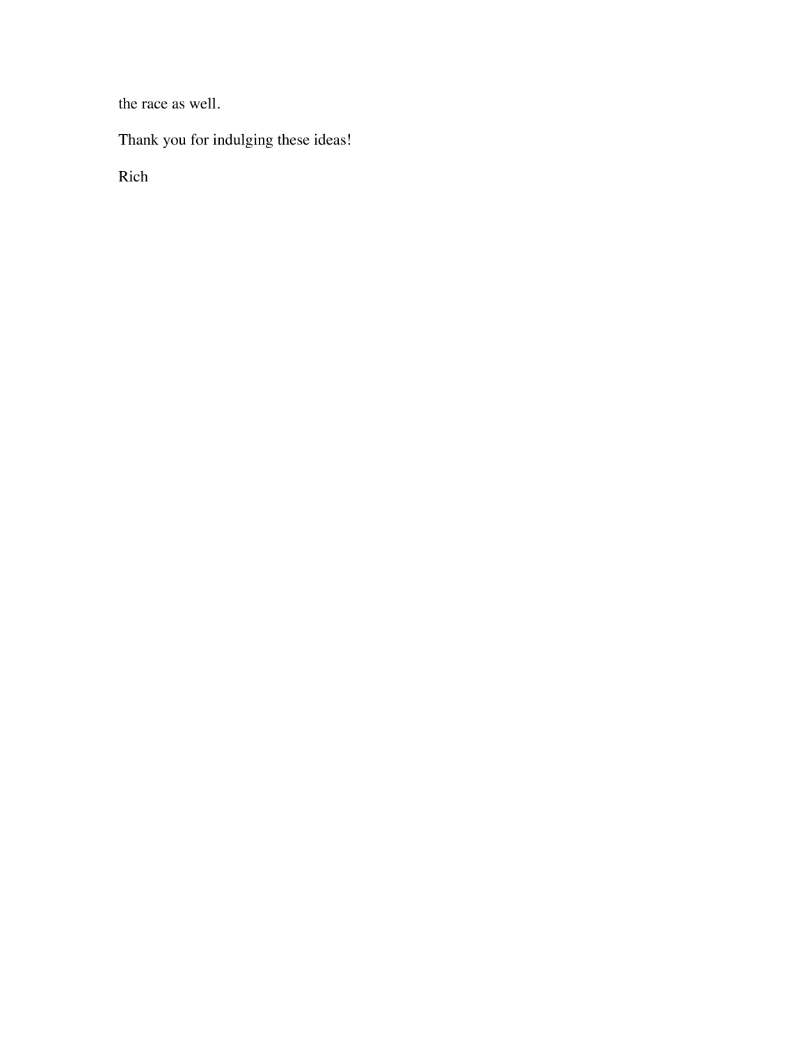the race as well.

Thank you for indulging these ideas!

Rich